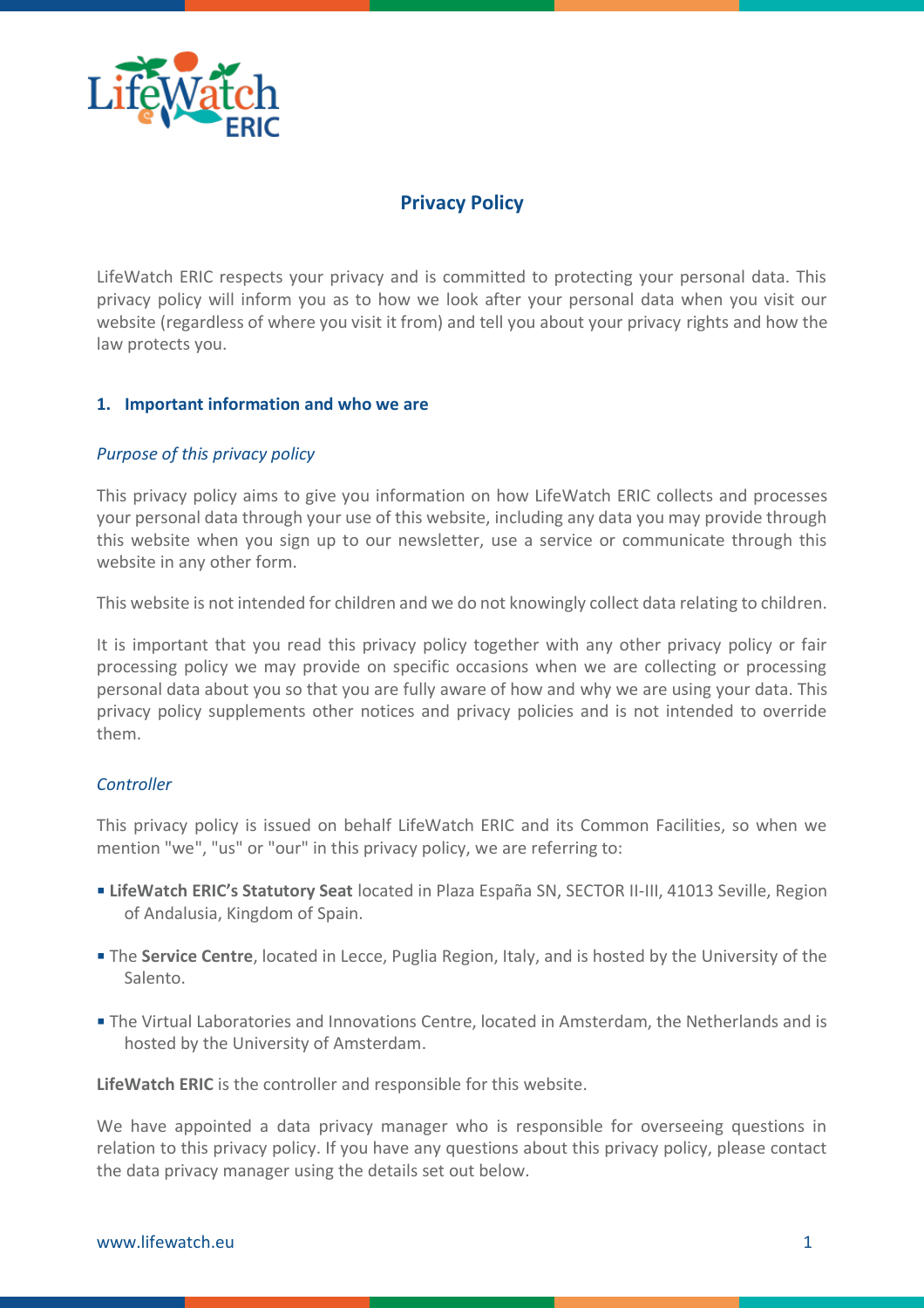# Privacy Policy

LifeWatch ERIC respects your privacy and is committed to protecting your personal data. This privacy policy will inform you as to how we look after your personal data when you visit our website (regardless of where you visit it from) and tell you about your privacy rights and how the law protects you.

## 1. Important information and who we are

### *Purpose of this privacy policy*

This privacy policy aims to give you information on how LifeWatch ERIC collects and processes your personal data through your use of this website, including any data you may provide through this website when you sign up to our newsletter, use a service or communicate through this website in any other form.

This website is not intended for children and we do not knowingly collect data relating to children.

It is important that you read this privacy policy together with any other privacy policy or fair processing policy we may provide on specific occasions when we are collecting or processing personal data about you so that you are fully aware of how and why we are using your data. This privacy policy supplements other notices and privacy policies and is not intended to override them.

### *Controller*

This privacy policy is issued on behalf LifeWatch ERIC and its Common Facilities, so when we mention "we", "us" or "our" in this privacy policy, we are referring to:

- **LifeWatch ERIC's Statutory Seat** located in Plaza España SN, SECTOR II-III, 41013 Seville, Region of Andalusia, Kingdom of Spain.
- The **Service Centre**, located in Lecce, Puglia Region, Italy, and is hosted by the University of the Salento.
- The Virtual Laboratories and Innovations Centre, located in Amsterdam, the Netherlands and is hosted by the University of Amsterdam.

**LifeWatch ERIC** is the controller and responsible for this website.

We have appointed a data privacy manager who is responsible for overseeing questions in relation to this privacy policy. If you have any questions about this privacy policy, please contact the data privacy manager using the details set out below.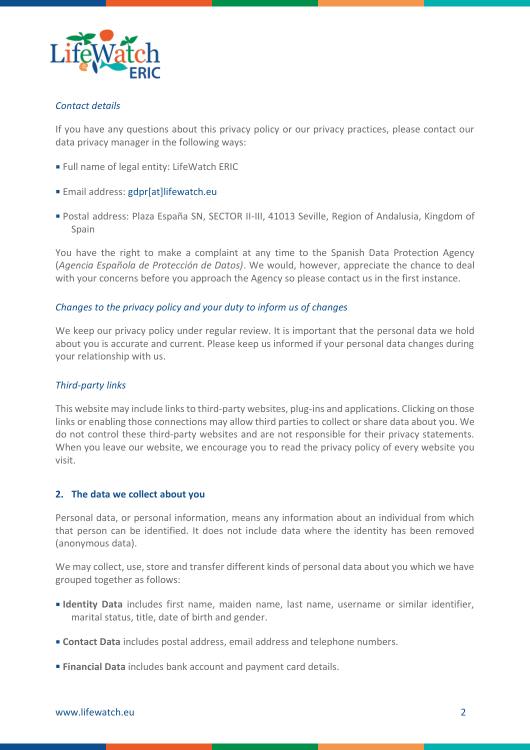*Contact details*

If you have any questions about this privacy policy or our privacy practices, please contact our data privacy manager in the following ways:

- Full name of legal entity: LifeWatch ERIC
- Email address: gdpr[at]lifewatch.eu
- Postal address: Plaza España SN, SECTOR II-III, 41013 Seville, Region of Andalusia, Kingdom of Spain

You have the right to make a complaint at any time to the Spanish Data Protection Agency (*Agencia Española de Protección de Datos)*. We would, however, appreciate the chance to deal with your concerns before you approach the Agency so please contact us in the first instance.

*Changes to the privacy policy and your duty to inform us of changes*

We keep our privacy policy under regular review. It is important that the personal data we hold about you is accurate and current. Please keep us informed if your personal data changes during your relationship with us.

*Third-party links*

This website may include links to third-party websites, plug-ins and applications. Clicking on those links or enabling those connections may allow third parties to collect or share data about you. We do not control these third-party websites and are not responsible for their privacy statements. When you leave our website, we encourage you to read the privacy policy of every website you visit.

## 2. The data we collect about you

Personal data, or personal information, means any information about an individual from which that person can be identified. It does not include data where the identity has been removed (anonymous data).

We may collect, use, store and transfer different kinds of personal data about you which we have grouped together as follows:

- **Identity Data** includes first name, maiden name, last name, username or similar identifier, marital status, title, date of birth and gender.
- **Contact Data** includes postal address, email address and telephone numbers.
- **Financial Data** includes bank account and payment card details.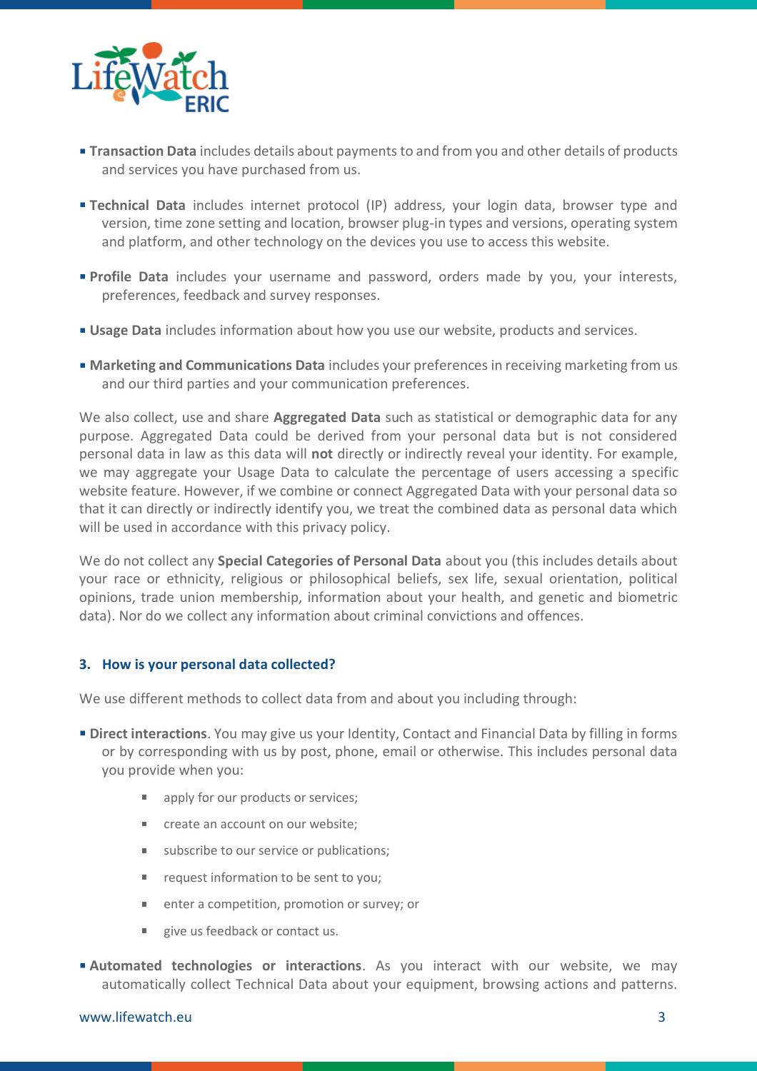- **Transaction Data** includes details about payments to and from you and other details of products and services you have purchased from us.
- **Technical Data** includes internet protocol (IP) address, your login data, browser type and version, time zone setting and location, browser plug-in types and versions, operating system and platform, and other technology on the devices you use to access this website.
- **Profile Data** includes your username and password, orders made by you, your interests, preferences, feedback and survey responses.
- **Usage Data** includes information about how you use our website, products and services.
- **Marketing and Communications Data** includes your preferences in receiving marketing from us and our third parties and your communication preferences.

We also collect, use and share **Aggregated Data** such as statistical or demographic data for any purpose. Aggregated Data could be derived from your personal data but is not considered personal data in law as this data will **not** directly or indirectly reveal your identity. For example, we may aggregate your Usage Data to calculate the percentage of users accessing a specific website feature. However, if we combine or connect Aggregated Data with your personal data so that it can directly or indirectly identify you, we treat the combined data as personal data which will be used in accordance with this privacy policy.

We do not collect any **Special Categories of Personal Data** about you (this includes details about your race or ethnicity, religious or philosophical beliefs, sex life, sexual orientation, political opinions, trade union membership, information about your health, and genetic and biometric data). Nor do we collect any information about criminal convictions and offences.

### 3. How is your personal data collected?

We use different methods to collect data from and about you including through:

- **Direct interactions**. You may give us your Identity, Contact and Financial Data by filling in forms or by corresponding with us by post, phone, email or otherwise. This includes personal data you provide when you:
  - apply for our products or services;
  - create an account on our website;
  - subscribe to our service or publications;
  - request information to be sent to you;
  - enter a competition, promotion or survey; or
  - give us feedback or contact us.
- **Automated technologies or interactions**. As you interact with our website, we may automatically collect Technical Data about your equipment, browsing actions and patterns.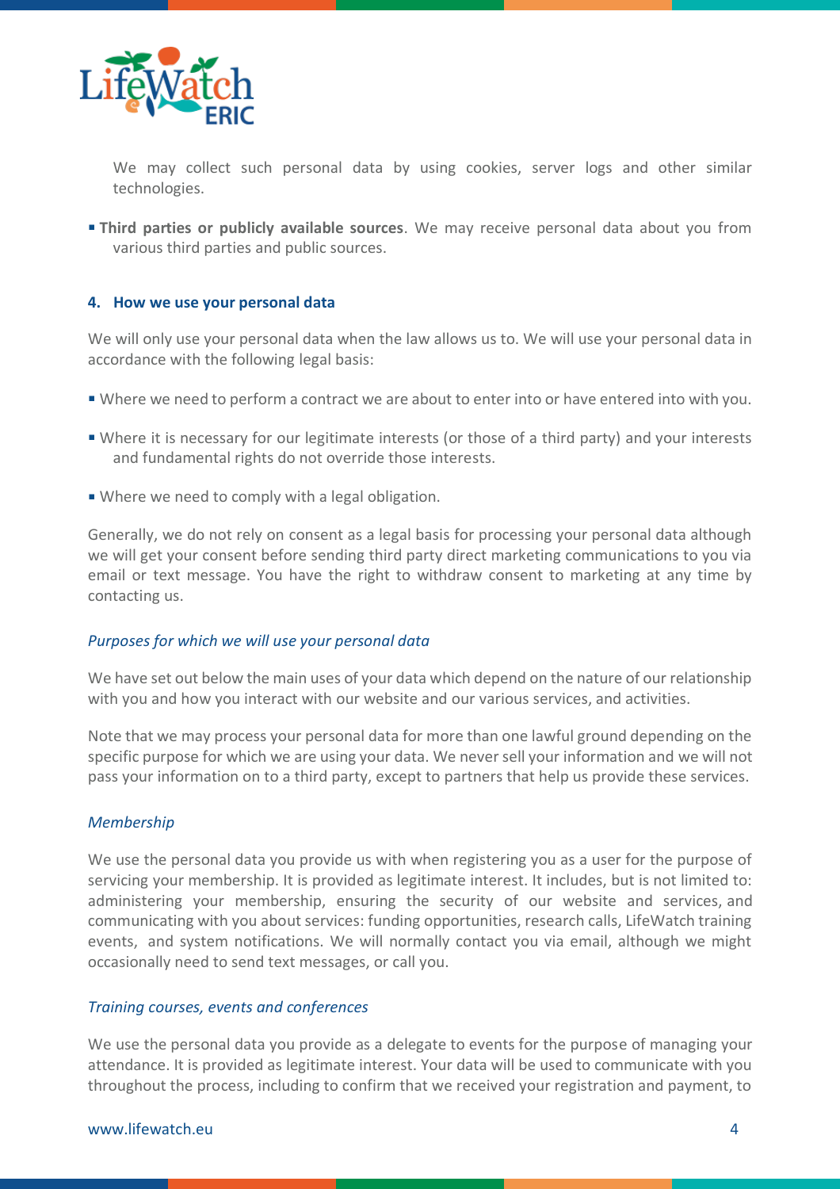We may collect such personal data by using cookies, server logs and other similar technologies.

- **Third parties or publicly available sources**. We may receive personal data about you from various third parties and public sources.

## 4. How we use your personal data

We will only use your personal data when the law allows us to. We will use your personal data in accordance with the following legal basis:

- Where we need to perform a contract we are about to enter into or have entered into with you.
- Where it is necessary for our legitimate interests (or those of a third party) and your interests and fundamental rights do not override those interests.
- Where we need to comply with a legal obligation.

Generally, we do not rely on consent as a legal basis for processing your personal data although we will get your consent before sending third party direct marketing communications to you via email or text message. You have the right to withdraw consent to marketing at any time by contacting us.

### *Purposes for which we will use your personal data*

We have set out below the main uses of your data which depend on the nature of our relationship with you and how you interact with our website and our various services, and activities.

Note that we may process your personal data for more than one lawful ground depending on the specific purpose for which we are using your data. We never sell your information and we will not pass your information on to a third party, except to partners that help us provide these services.

### *Membership*

We use the personal data you provide us with when registering you as a user for the purpose of servicing your membership. It is provided as legitimate interest. It includes, but is not limited to: administering your membership, ensuring the security of our website and services, and communicating with you about services: funding opportunities, research calls, LifeWatch training events, and system notifications. We will normally contact you via email, although we might occasionally need to send text messages, or call you.

### *Training courses, events and conferences*

We use the personal data you provide as a delegate to events for the purpose of managing your attendance. It is provided as legitimate interest. Your data will be used to communicate with you throughout the process, including to confirm that we received your registration and payment, to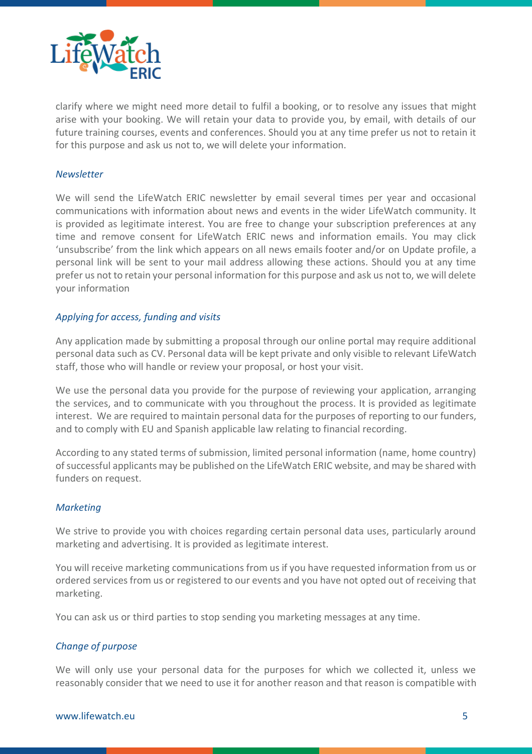clarify where we might need more detail to fulfil a booking, or to resolve any issues that might arise with your booking. We will retain your data to provide you, by email, with details of our future training courses, events and conferences. Should you at any time prefer us not to retain it for this purpose and ask us not to, we will delete your information.

*Newsletter*

We will send the LifeWatch ERIC newsletter by email several times per year and occasional communications with information about news and events in the wider LifeWatch community. It is provided as legitimate interest. You are free to change your subscription preferences at any time and remove consent for LifeWatch ERIC news and information emails. You may click 'unsubscribe' from the link which appears on all news emails footer and/or on Update profile, a personal link will be sent to your mail address allowing these actions. Should you at any time prefer us not to retain your personal information for this purpose and ask us not to, we will delete your information

*Applying for access, funding and visits*

Any application made by submitting a proposal through our online portal may require additional personal data such as CV. Personal data will be kept private and only visible to relevant LifeWatch staff, those who will handle or review your proposal, or host your visit.

We use the personal data you provide for the purpose of reviewing your application, arranging the services, and to communicate with you throughout the process. It is provided as legitimate interest. We are required to maintain personal data for the purposes of reporting to our funders, and to comply with EU and Spanish applicable law relating to financial recording.

According to any stated terms of submission, limited personal information (name, home country) of successful applicants may be published on the LifeWatch ERIC website, and may be shared with funders on request.

*Marketing*

We strive to provide you with choices regarding certain personal data uses, particularly around marketing and advertising. It is provided as legitimate interest.

You will receive marketing communications from us if you have requested information from us or ordered services from us or registered to our events and you have not opted out of receiving that marketing.

You can ask us or third parties to stop sending you marketing messages at any time.

*Change of purpose*

We will only use your personal data for the purposes for which we collected it, unless we reasonably consider that we need to use it for another reason and that reason is compatible with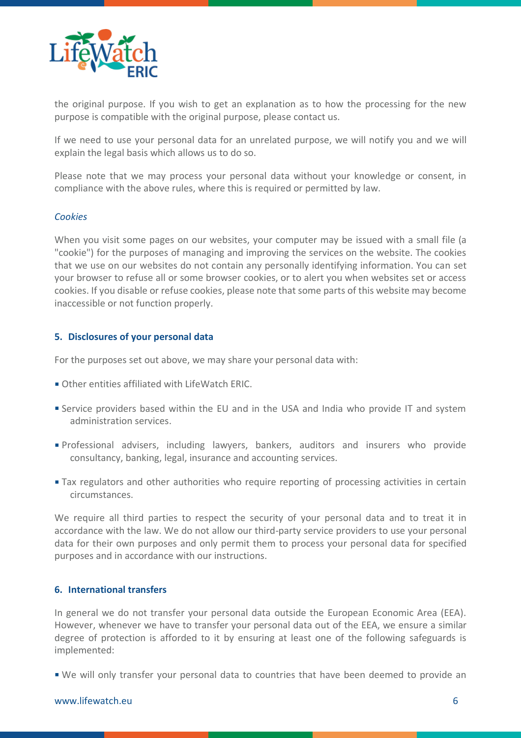the original purpose. If you wish to get an explanation as to how the processing for the new purpose is compatible with the original purpose, please contact us.

If we need to use your personal data for an unrelated purpose, we will notify you and we will explain the legal basis which allows us to do so.

Please note that we may process your personal data without your knowledge or consent, in compliance with the above rules, where this is required or permitted by law.

*Cookies*

When you visit some pages on our websites, your computer may be issued with a small file (a "cookie") for the purposes of managing and improving the services on the website. The cookies that we use on our websites do not contain any personally identifying information. You can set your browser to refuse all or some browser cookies, or to alert you when websites set or access cookies. If you disable or refuse cookies, please note that some parts of this website may become inaccessible or not function properly.

## 5. Disclosures of your personal data

For the purposes set out above, we may share your personal data with:

- Other entities affiliated with LifeWatch ERIC.
- Service providers based within the EU and in the USA and India who provide IT and system administration services.
- Professional advisers, including lawyers, bankers, auditors and insurers who provide consultancy, banking, legal, insurance and accounting services.
- Tax regulators and other authorities who require reporting of processing activities in certain circumstances.

We require all third parties to respect the security of your personal data and to treat it in accordance with the law. We do not allow our third-party service providers to use your personal data for their own purposes and only permit them to process your personal data for specified purposes and in accordance with our instructions.

## 6. International transfers

In general we do not transfer your personal data outside the European Economic Area (EEA). However, whenever we have to transfer your personal data out of the EEA, we ensure a similar degree of protection is afforded to it by ensuring at least one of the following safeguards is implemented:

- We will only transfer your personal data to countries that have been deemed to provide an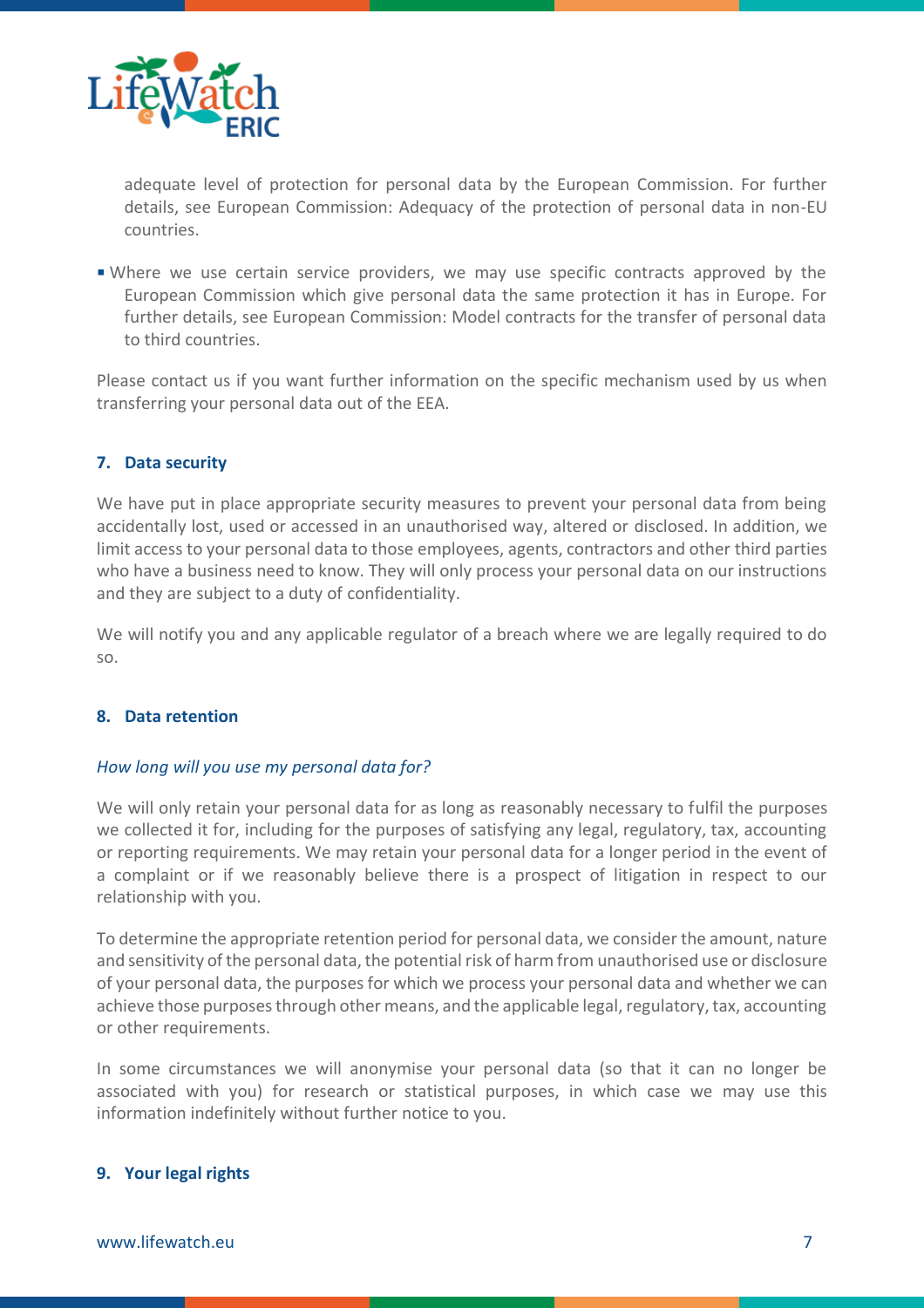adequate level of protection for personal data by the European Commission. For further details, see European Commission: Adequacy of the protection of personal data in non-EU countries.

- Where we use certain service providers, we may use specific contracts approved by the European Commission which give personal data the same protection it has in Europe. For further details, see European Commission: Model contracts for the transfer of personal data to third countries.

Please contact us if you want further information on the specific mechanism used by us when transferring your personal data out of the EEA.

## 7. Data security

We have put in place appropriate security measures to prevent your personal data from being accidentally lost, used or accessed in an unauthorised way, altered or disclosed. In addition, we limit access to your personal data to those employees, agents, contractors and other third parties who have a business need to know. They will only process your personal data on our instructions and they are subject to a duty of confidentiality.

We will notify you and any applicable regulator of a breach where we are legally required to do so.

## 8. Data retention

*How long will you use my personal data for?*

We will only retain your personal data for as long as reasonably necessary to fulfil the purposes we collected it for, including for the purposes of satisfying any legal, regulatory, tax, accounting or reporting requirements. We may retain your personal data for a longer period in the event of a complaint or if we reasonably believe there is a prospect of litigation in respect to our relationship with you.

To determine the appropriate retention period for personal data, we consider the amount, nature and sensitivity of the personal data, the potential risk of harm from unauthorised use or disclosure of your personal data, the purposes for which we process your personal data and whether we can achieve those purposes through other means, and the applicable legal, regulatory, tax, accounting or other requirements.

In some circumstances we will anonymise your personal data (so that it can no longer be associated with you) for research or statistical purposes, in which case we may use this information indefinitely without further notice to you.

## 9. Your legal rights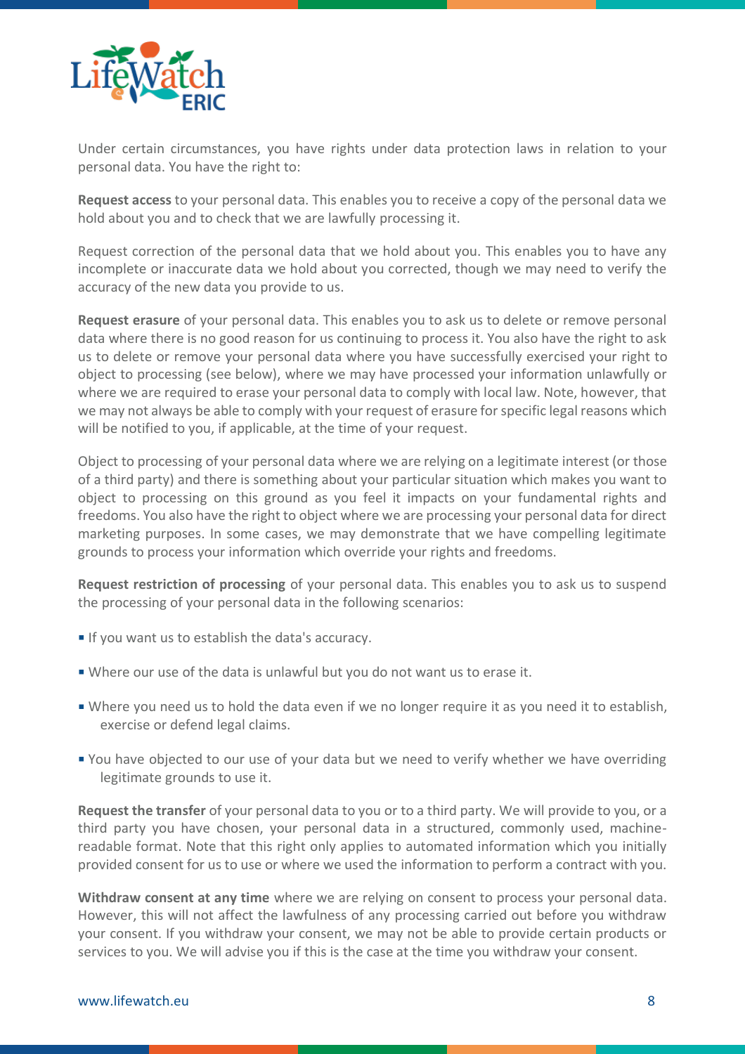Under certain circumstances, you have rights under data protection laws in relation to your personal data. You have the right to:

**Request access** to your personal data. This enables you to receive a copy of the personal data we hold about you and to check that we are lawfully processing it.

Request correction of the personal data that we hold about you. This enables you to have any incomplete or inaccurate data we hold about you corrected, though we may need to verify the accuracy of the new data you provide to us.

**Request erasure** of your personal data. This enables you to ask us to delete or remove personal data where there is no good reason for us continuing to process it. You also have the right to ask us to delete or remove your personal data where you have successfully exercised your right to object to processing (see below), where we may have processed your information unlawfully or where we are required to erase your personal data to comply with local law. Note, however, that we may not always be able to comply with your request of erasure for specific legal reasons which will be notified to you, if applicable, at the time of your request.

Object to processing of your personal data where we are relying on a legitimate interest (or those of a third party) and there is something about your particular situation which makes you want to object to processing on this ground as you feel it impacts on your fundamental rights and freedoms. You also have the right to object where we are processing your personal data for direct marketing purposes. In some cases, we may demonstrate that we have compelling legitimate grounds to process your information which override your rights and freedoms.

**Request restriction of processing** of your personal data. This enables you to ask us to suspend the processing of your personal data in the following scenarios:

- If you want us to establish the data's accuracy.
- Where our use of the data is unlawful but you do not want us to erase it.
- Where you need us to hold the data even if we no longer require it as you need it to establish, exercise or defend legal claims.
- You have objected to our use of your data but we need to verify whether we have overriding legitimate grounds to use it.

**Request the transfer** of your personal data to you or to a third party. We will provide to you, or a third party you have chosen, your personal data in a structured, commonly used, machine-readable format. Note that this right only applies to automated information which you initially provided consent for us to use or where we used the information to perform a contract with you.

**Withdraw consent at any time** where we are relying on consent to process your personal data. However, this will not affect the lawfulness of any processing carried out before you withdraw your consent. If you withdraw your consent, we may not be able to provide certain products or services to you. We will advise you if this is the case at the time you withdraw your consent.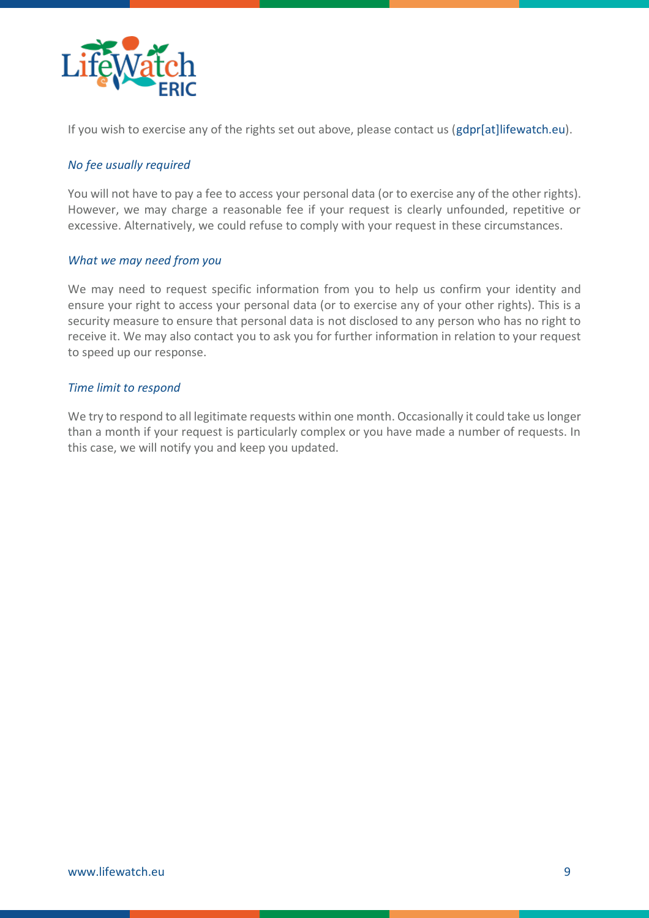If you wish to exercise any of the rights set out above, please contact us (gdpr[at]lifewatch.eu).

*No fee usually required*

You will not have to pay a fee to access your personal data (or to exercise any of the other rights). However, we may charge a reasonable fee if your request is clearly unfounded, repetitive or excessive. Alternatively, we could refuse to comply with your request in these circumstances.

*What we may need from you*

We may need to request specific information from you to help us confirm your identity and ensure your right to access your personal data (or to exercise any of your other rights). This is a security measure to ensure that personal data is not disclosed to any person who has no right to receive it. We may also contact you to ask you for further information in relation to your request to speed up our response.

*Time limit to respond*

We try to respond to all legitimate requests within one month. Occasionally it could take us longer than a month if your request is particularly complex or you have made a number of requests. In this case, we will notify you and keep you updated.